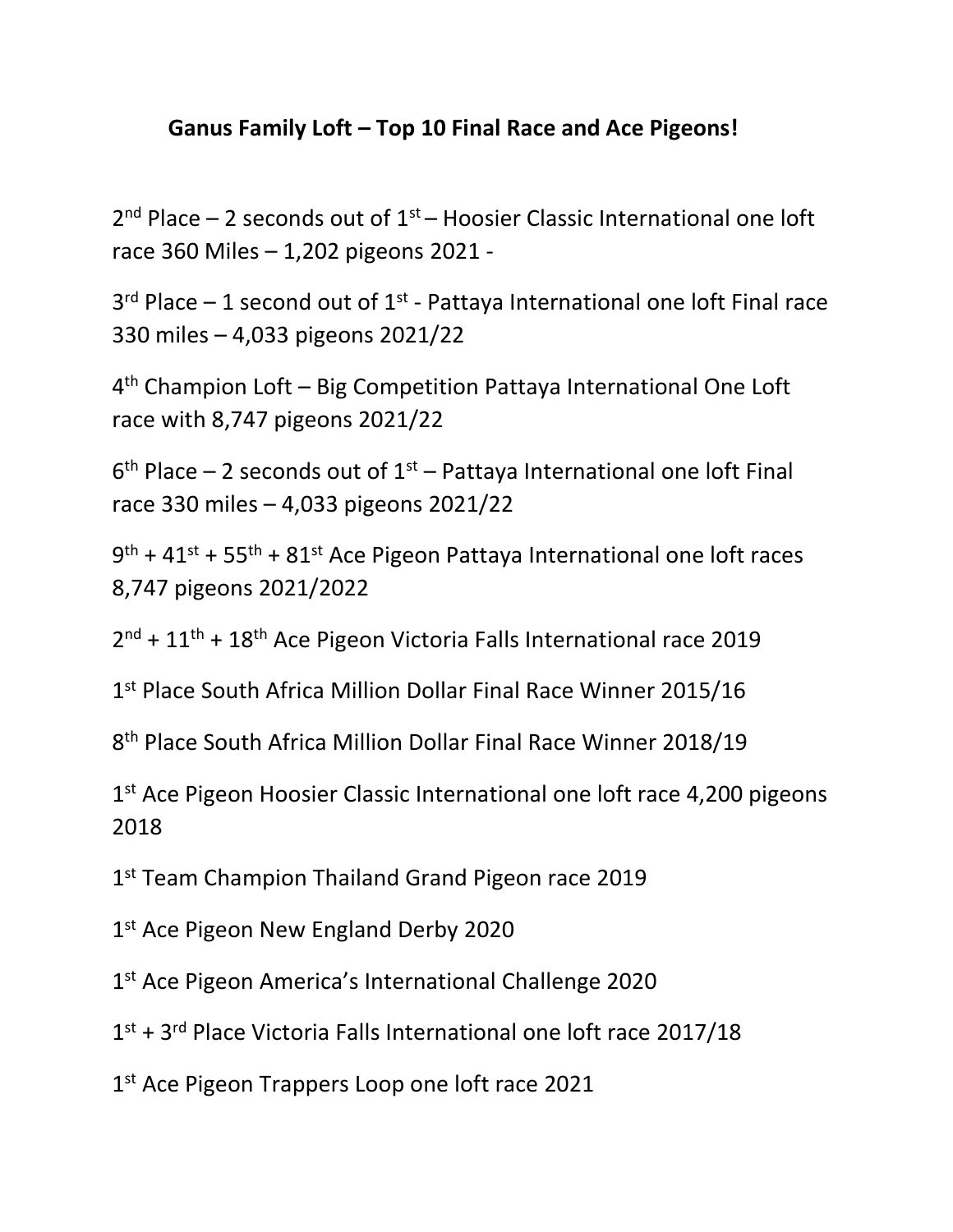## Ganus Family Loft – Top 10 Final Race and Ace Pigeons!

2nd Place – 2 seconds out of 1st – Hoosier Classic International one loft race 360 Miles – 1,202 pigeons 2021 -

3rd Place – 1 second out of 1st - Pattaya International one loft Final race 330 miles – 4,033 pigeons 2021/22

4th Champion Loft – Big Competition Pattaya International One Loft race with 8,747 pigeons 2021/22

6th Place – 2 seconds out of 1st – Pattaya International one loft Final race 330 miles – 4,033 pigeons 2021/22

9th + 41st + 55th + 81st Ace Pigeon Pattaya International one loft races 8,747 pigeons 2021/2022

2nd + 11th + 18th Ace Pigeon Victoria Falls International race 2019

1st Place South Africa Million Dollar Final Race Winner 2015/16

8th Place South Africa Million Dollar Final Race Winner 2018/19

1st Ace Pigeon Hoosier Classic International one loft race 4,200 pigeons 2018

1st Team Champion Thailand Grand Pigeon race 2019

1st Ace Pigeon New England Derby 2020

1st Ace Pigeon America's International Challenge 2020

1st + 3rd Place Victoria Falls International one loft race 2017/18

1st Ace Pigeon Trappers Loop one loft race 2021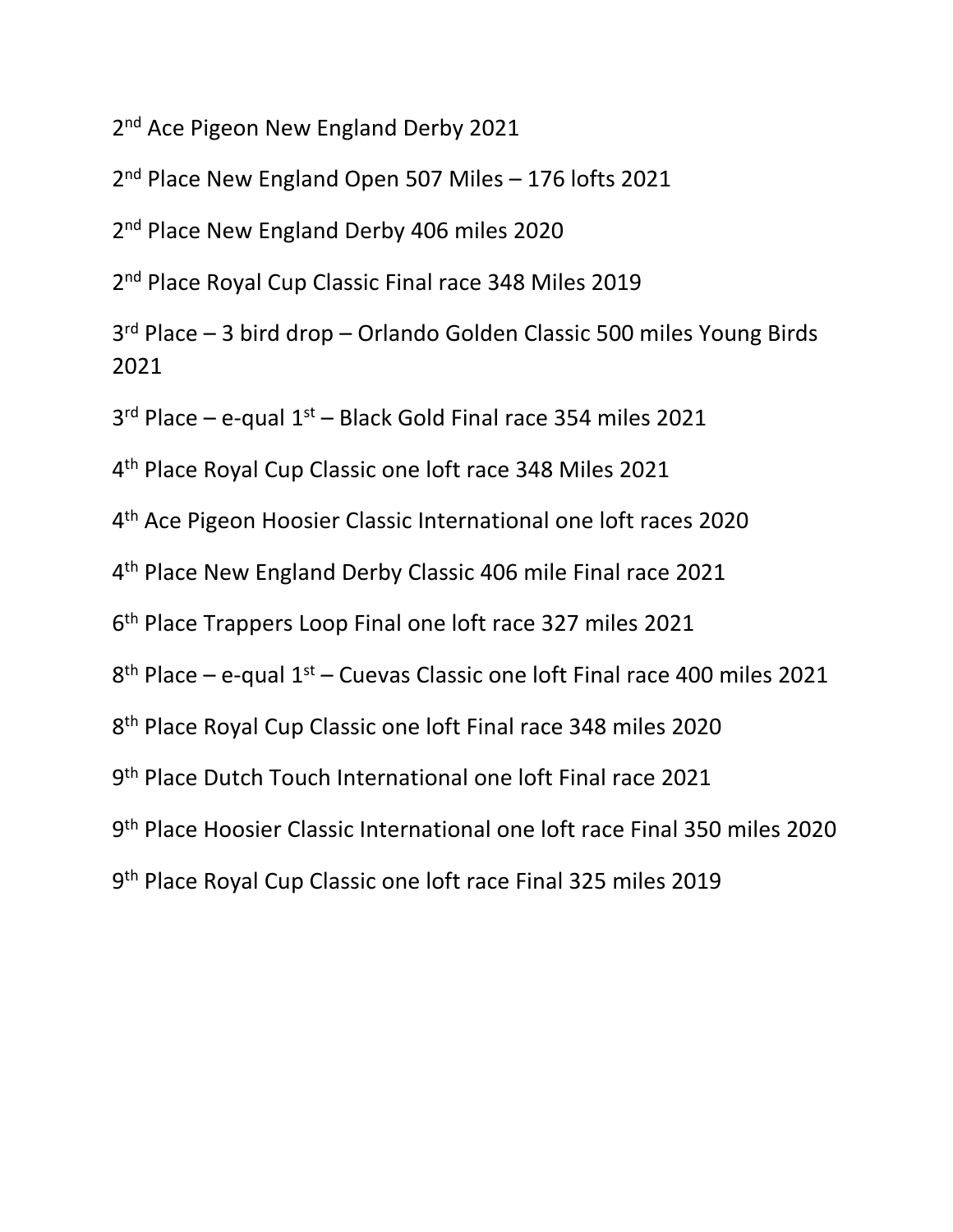2nd Ace Pigeon New England Derby 2021

2nd Place New England Open 507 Miles – 176 lofts 2021

2nd Place New England Derby 406 miles 2020

2nd Place Royal Cup Classic Final race 348 Miles 2019

3rd Place – 3 bird drop – Orlando Golden Classic 500 miles Young Birds 2021

3rd Place – e-qual 1st – Black Gold Final race 354 miles 2021

4th Place Royal Cup Classic one loft race 348 Miles 2021

4th Ace Pigeon Hoosier Classic International one loft races 2020

4th Place New England Derby Classic 406 mile Final race 2021

6th Place Trappers Loop Final one loft race 327 miles 2021

8th Place – e-qual 1st – Cuevas Classic one loft Final race 400 miles 2021

8th Place Royal Cup Classic one loft Final race 348 miles 2020

9th Place Dutch Touch International one loft Final race 2021

9th Place Hoosier Classic International one loft race Final 350 miles 2020

9th Place Royal Cup Classic one loft race Final 325 miles 2019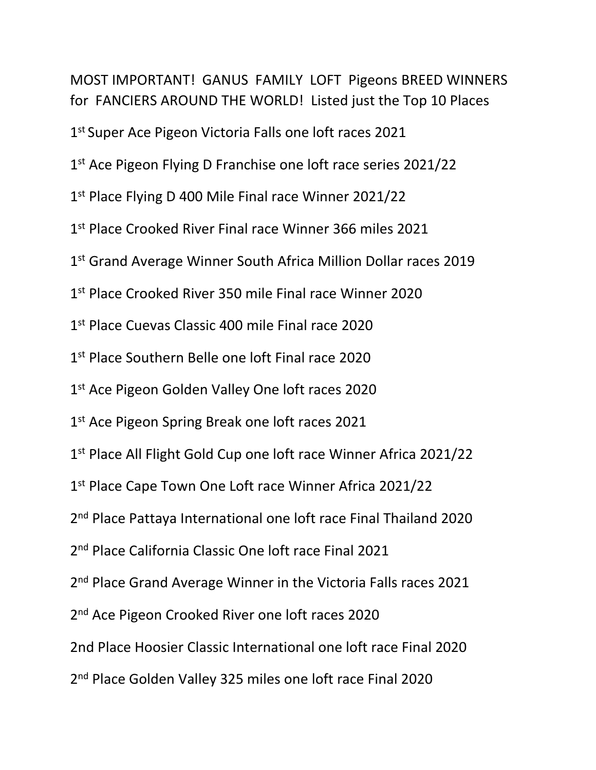MOST IMPORTANT! GANUS FAMILY LOFT Pigeons BREED WINNERS for FANCIERS AROUND THE WORLD! Listed just the Top 10 Places

1st Super Ace Pigeon Victoria Falls one loft races 2021

1st Ace Pigeon Flying D Franchise one loft race series 2021/22

1st Place Flying D 400 Mile Final race Winner 2021/22

1st Place Crooked River Final race Winner 366 miles 2021

1st Grand Average Winner South Africa Million Dollar races 2019

1st Place Crooked River 350 mile Final race Winner 2020

1st Place Cuevas Classic 400 mile Final race 2020

1st Place Southern Belle one loft Final race 2020

1st Ace Pigeon Golden Valley One loft races 2020

1st Ace Pigeon Spring Break one loft races 2021

1st Place All Flight Gold Cup one loft race Winner Africa 2021/22

1st Place Cape Town One Loft race Winner Africa 2021/22

2nd Place Pattaya International one loft race Final Thailand 2020

2nd Place California Classic One loft race Final 2021

2nd Place Grand Average Winner in the Victoria Falls races 2021

2nd Ace Pigeon Crooked River one loft races 2020

2nd Place Hoosier Classic International one loft race Final 2020

2nd Place Golden Valley 325 miles one loft race Final 2020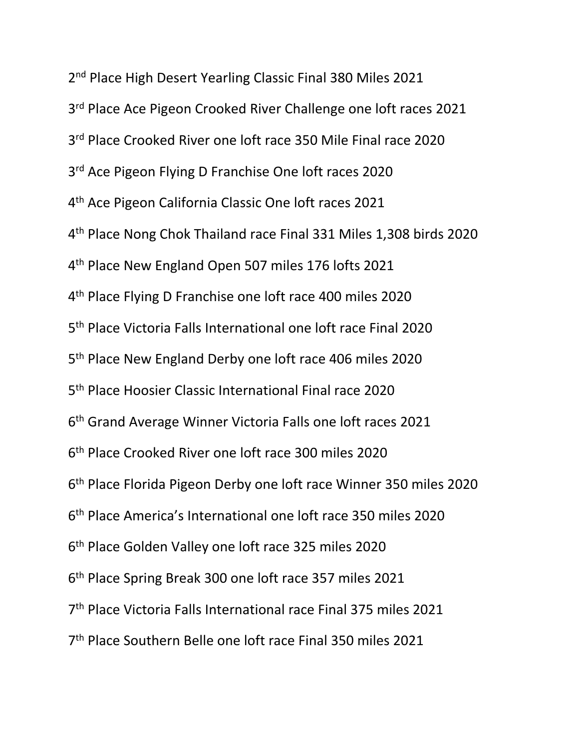2nd Place High Desert Yearling Classic Final 380 Miles 2021

3rd Place Ace Pigeon Crooked River Challenge one loft races 2021

3rd Place Crooked River one loft race 350 Mile Final race 2020

3rd Ace Pigeon Flying D Franchise One loft races 2020

4th Ace Pigeon California Classic One loft races 2021

4th Place Nong Chok Thailand race Final 331 Miles 1,308 birds 2020

4th Place New England Open 507 miles 176 lofts 2021

4th Place Flying D Franchise one loft race 400 miles 2020

5th Place Victoria Falls International one loft race Final 2020

5th Place New England Derby one loft race 406 miles 2020

5th Place Hoosier Classic International Final race 2020

6th Grand Average Winner Victoria Falls one loft races 2021

6th Place Crooked River one loft race 300 miles 2020

6th Place Florida Pigeon Derby one loft race Winner 350 miles 2020

6th Place America's International one loft race 350 miles 2020

6th Place Golden Valley one loft race 325 miles 2020

6th Place Spring Break 300 one loft race 357 miles 2021

7th Place Victoria Falls International race Final 375 miles 2021

7th Place Southern Belle one loft race Final 350 miles 2021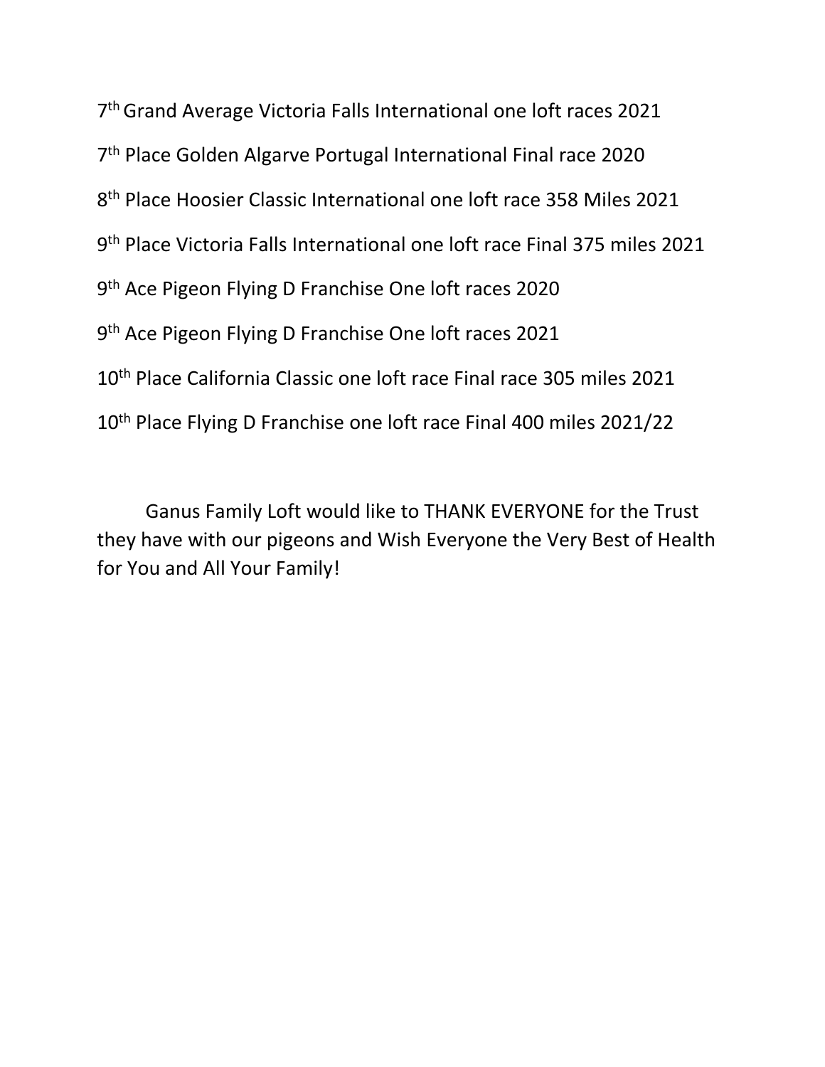7th Grand Average Victoria Falls International one loft races 2021

7th Place Golden Algarve Portugal International Final race 2020

8th Place Hoosier Classic International one loft race 358 Miles 2021

9th Place Victoria Falls International one loft race Final 375 miles 2021

9th Ace Pigeon Flying D Franchise One loft races 2020

9th Ace Pigeon Flying D Franchise One loft races 2021

10th Place California Classic one loft race Final race 305 miles 2021

10th Place Flying D Franchise one loft race Final 400 miles 2021/22

Ganus Family Loft would like to THANK EVERYONE for the Trust they have with our pigeons and Wish Everyone the Very Best of Health for You and All Your Family!